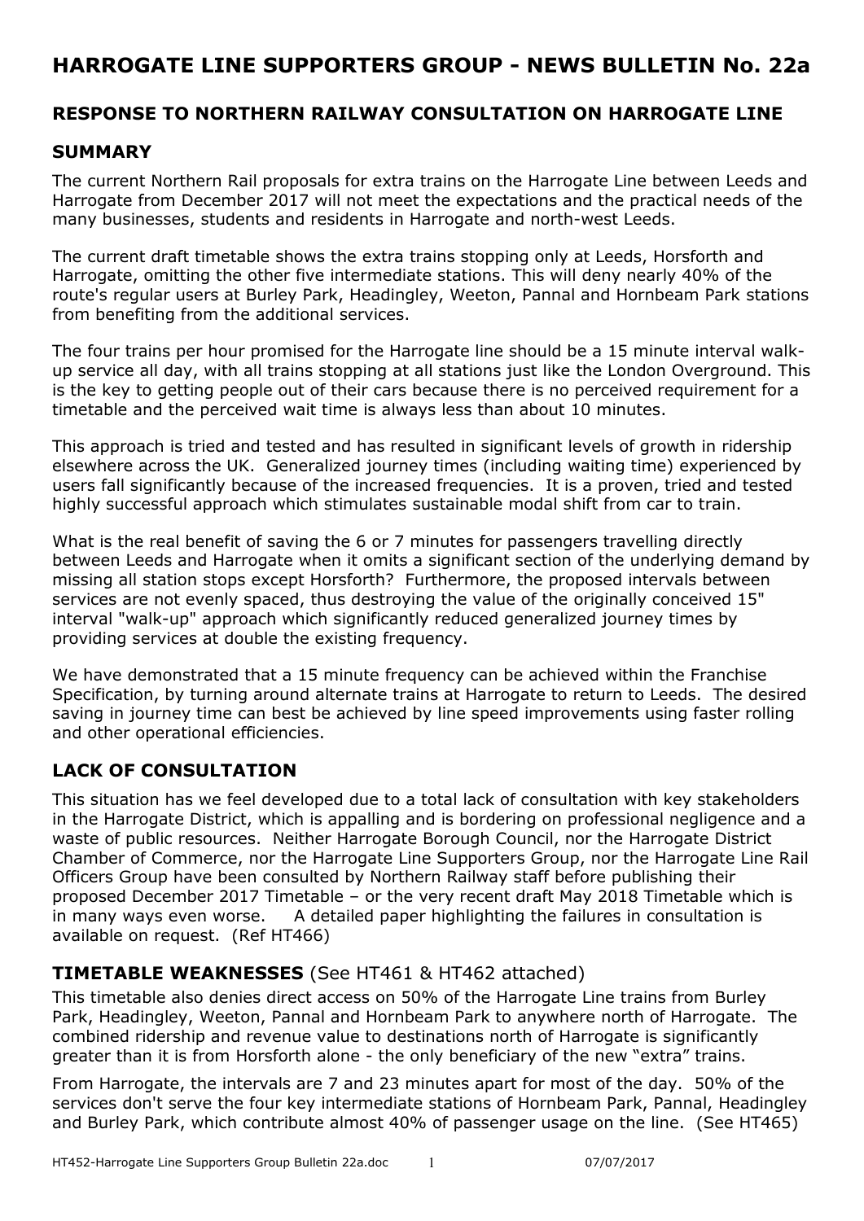# HARROGATE LINE SUPPORTERS GROUP - NEWS BULLETIN No. 22a

## RESPONSE TO NORTHERN RAILWAY CONSULTATION ON HARROGATE LINE

## SUMMARY

The current Northern Rail proposals for extra trains on the Harrogate Line between Leeds and Harrogate from December 2017 will not meet the expectations and the practical needs of the many businesses, students and residents in Harrogate and north-west Leeds.

The current draft timetable shows the extra trains stopping only at Leeds, Horsforth and Harrogate, omitting the other five intermediate stations. This will deny nearly 40% of the route's regular users at Burley Park, Headingley, Weeton, Pannal and Hornbeam Park stations from benefiting from the additional services.

The four trains per hour promised for the Harrogate line should be a 15 minute interval walk-up service all day, with all trains stopping at all stations just like the London Overground. This is the key to getting people out of their cars because there is no perceived requirement for a timetable and the perceived wait time is always less than about 10 minutes.

This approach is tried and tested and has resulted in significant levels of growth in ridership elsewhere across the UK. Generalized journey times (including waiting time) experienced by users fall significantly because of the increased frequencies. It is a proven, tried and tested highly successful approach which stimulates sustainable modal shift from car to train.

What is the real benefit of saving the 6 or 7 minutes for passengers travelling directly between Leeds and Harrogate when it omits a significant section of the underlying demand by missing all station stops except Horsforth? Furthermore, the proposed intervals between services are not evenly spaced, thus destroying the value of the originally conceived 15" interval "walk-up" approach which significantly reduced generalized journey times by providing services at double the existing frequency.

We have demonstrated that a 15 minute frequency can be achieved within the Franchise Specification, by turning around alternate trains at Harrogate to return to Leeds. The desired saving in journey time can best be achieved by line speed improvements using faster rolling and other operational efficiencies.

## LACK OF CONSULTATION

This situation has we feel developed due to a total lack of consultation with key stakeholders in the Harrogate District, which is appalling and is bordering on professional negligence and a waste of public resources. Neither Harrogate Borough Council, nor the Harrogate District Chamber of Commerce, nor the Harrogate Line Supporters Group, nor the Harrogate Line Rail Officers Group have been consulted by Northern Railway staff before publishing their proposed December 2017 Timetable – or the very recent draft May 2018 Timetable which is in many ways even worse. A detailed paper highlighting the failures in consultation is available on request. (Ref HT466)

## TIMETABLE WEAKNESSES (See HT461 & HT462 attached)

This timetable also denies direct access on 50% of the Harrogate Line trains from Burley Park, Headingley, Weeton, Pannal and Hornbeam Park to anywhere north of Harrogate. The combined ridership and revenue value to destinations north of Harrogate is significantly greater than it is from Horsforth alone - the only beneficiary of the new "extra" trains.

From Harrogate, the intervals are 7 and 23 minutes apart for most of the day. 50% of the services don't serve the four key intermediate stations of Hornbeam Park, Pannal, Headingley and Burley Park, which contribute almost 40% of passenger usage on the line. (See HT465)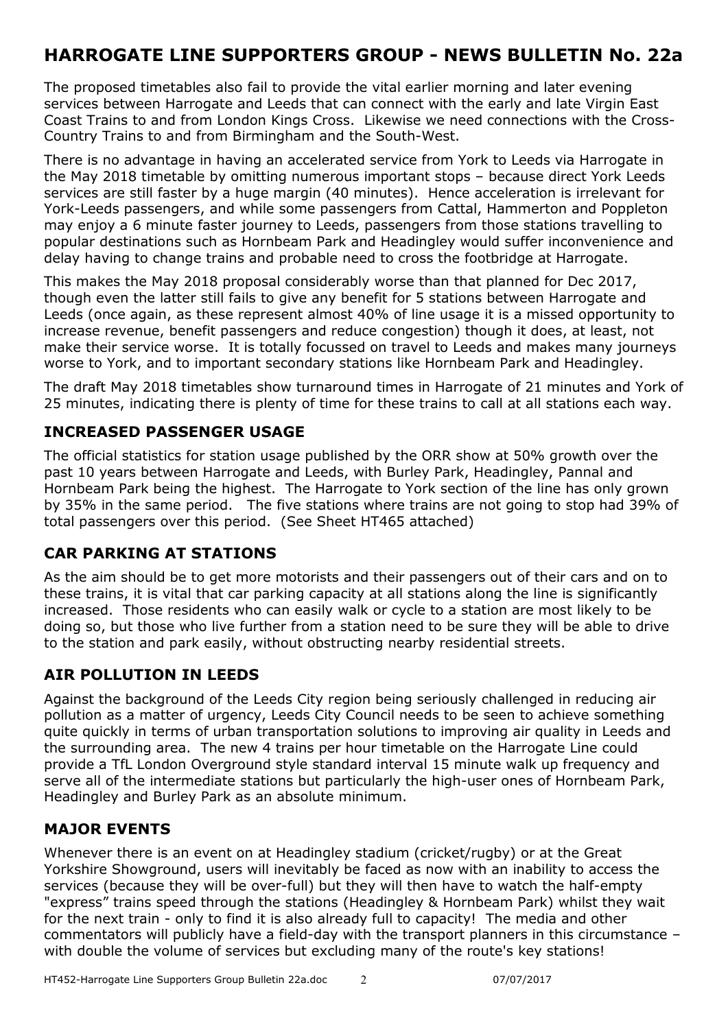# HARROGATE LINE SUPPORTERS GROUP - NEWS BULLETIN No. 22a

The proposed timetables also fail to provide the vital earlier morning and later evening services between Harrogate and Leeds that can connect with the early and late Virgin East Coast Trains to and from London Kings Cross. Likewise we need connections with the Cross-Country Trains to and from Birmingham and the South-West.

There is no advantage in having an accelerated service from York to Leeds via Harrogate in the May 2018 timetable by omitting numerous important stops – because direct York Leeds services are still faster by a huge margin (40 minutes). Hence acceleration is irrelevant for York-Leeds passengers, and while some passengers from Cattal, Hammerton and Poppleton may enjoy a 6 minute faster journey to Leeds, passengers from those stations travelling to popular destinations such as Hornbeam Park and Headingley would suffer inconvenience and delay having to change trains and probable need to cross the footbridge at Harrogate.

This makes the May 2018 proposal considerably worse than that planned for Dec 2017, though even the latter still fails to give any benefit for 5 stations between Harrogate and Leeds (once again, as these represent almost 40% of line usage it is a missed opportunity to increase revenue, benefit passengers and reduce congestion) though it does, at least, not make their service worse. It is totally focussed on travel to Leeds and makes many journeys worse to York, and to important secondary stations like Hornbeam Park and Headingley.

The draft May 2018 timetables show turnaround times in Harrogate of 21 minutes and York of 25 minutes, indicating there is plenty of time for these trains to call at all stations each way.

## INCREASED PASSENGER USAGE

The official statistics for station usage published by the ORR show at 50% growth over the past 10 years between Harrogate and Leeds, with Burley Park, Headingley, Pannal and Hornbeam Park being the highest. The Harrogate to York section of the line has only grown by 35% in the same period. The five stations where trains are not going to stop had 39% of total passengers over this period. (See Sheet HT465 attached)

## CAR PARKING AT STATIONS

As the aim should be to get more motorists and their passengers out of their cars and on to these trains, it is vital that car parking capacity at all stations along the line is significantly increased. Those residents who can easily walk or cycle to a station are most likely to be doing so, but those who live further from a station need to be sure they will be able to drive to the station and park easily, without obstructing nearby residential streets.

## AIR POLLUTION IN LEEDS

Against the background of the Leeds City region being seriously challenged in reducing air pollution as a matter of urgency, Leeds City Council needs to be seen to achieve something quite quickly in terms of urban transportation solutions to improving air quality in Leeds and the surrounding area. The new 4 trains per hour timetable on the Harrogate Line could provide a TfL London Overground style standard interval 15 minute walk up frequency and serve all of the intermediate stations but particularly the high-user ones of Hornbeam Park, Headingley and Burley Park as an absolute minimum.

## MAJOR EVENTS

Whenever there is an event on at Headingley stadium (cricket/rugby) or at the Great Yorkshire Showground, users will inevitably be faced as now with an inability to access the services (because they will be over-full) but they will then have to watch the half-empty "express" trains speed through the stations (Headingley & Hornbeam Park) whilst they wait for the next train - only to find it is also already full to capacity! The media and other commentators will publicly have a field-day with the transport planners in this circumstance – with double the volume of services but excluding many of the route's key stations!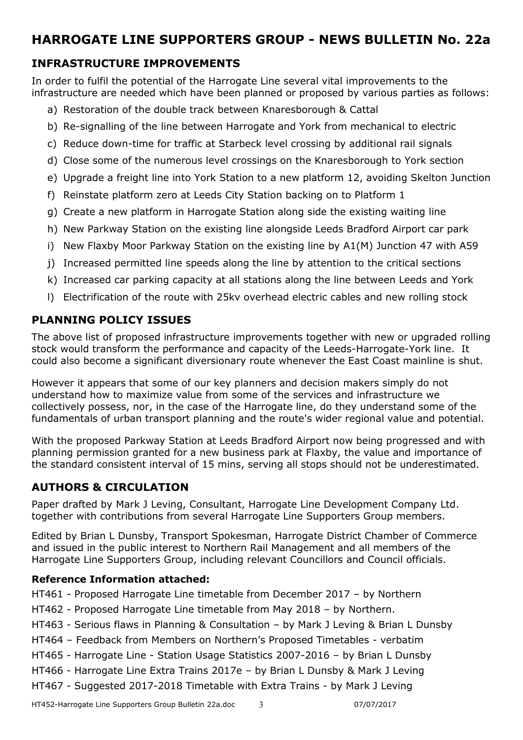# HARROGATE LINE SUPPORTERS GROUP - NEWS BULLETIN No. 22a

## INFRASTRUCTURE IMPROVEMENTS

In order to fulfil the potential of the Harrogate Line several vital improvements to the infrastructure are needed which have been planned or proposed by various parties as follows:

a) Restoration of the double track between Knaresborough & Cattal
b) Re-signalling of the line between Harrogate and York from mechanical to electric
c) Reduce down-time for traffic at Starbeck level crossing by additional rail signals
d) Close some of the numerous level crossings on the Knaresborough to York section
e) Upgrade a freight line into York Station to a new platform 12, avoiding Skelton Junction
f) Reinstate platform zero at Leeds City Station backing on to Platform 1
g) Create a new platform in Harrogate Station along side the existing waiting line
h) New Parkway Station on the existing line alongside Leeds Bradford Airport car park
i) New Flaxby Moor Parkway Station on the existing line by A1(M) Junction 47 with A59
j) Increased permitted line speeds along the line by attention to the critical sections
k) Increased car parking capacity at all stations along the line between Leeds and York
l) Electrification of the route with 25kv overhead electric cables and new rolling stock

## PLANNING POLICY ISSUES

The above list of proposed infrastructure improvements together with new or upgraded rolling stock would transform the performance and capacity of the Leeds-Harrogate-York line. It could also become a significant diversionary route whenever the East Coast mainline is shut.

However it appears that some of our key planners and decision makers simply do not understand how to maximize value from some of the services and infrastructure we collectively possess, nor, in the case of the Harrogate line, do they understand some of the fundamentals of urban transport planning and the route's wider regional value and potential.

With the proposed Parkway Station at Leeds Bradford Airport now being progressed and with planning permission granted for a new business park at Flaxby, the value and importance of the standard consistent interval of 15 mins, serving all stops should not be underestimated.

## AUTHORS & CIRCULATION

Paper drafted by Mark J Leving, Consultant, Harrogate Line Development Company Ltd. together with contributions from several Harrogate Line Supporters Group members.

Edited by Brian L Dunsby, Transport Spokesman, Harrogate District Chamber of Commerce and issued in the public interest to Northern Rail Management and all members of the Harrogate Line Supporters Group, including relevant Councillors and Council officials.

### Reference Information attached:

HT461 - Proposed Harrogate Line timetable from December 2017 – by Northern
HT462 - Proposed Harrogate Line timetable from May 2018 – by Northern.
HT463 - Serious flaws in Planning & Consultation – by Mark J Leving & Brian L Dunsby
HT464 – Feedback from Members on Northern's Proposed Timetables - verbatim
HT465 - Harrogate Line - Station Usage Statistics 2007-2016 – by Brian L Dunsby
HT466 - Harrogate Line Extra Trains 2017e – by Brian L Dunsby & Mark J Leving
HT467 - Suggested 2017-2018 Timetable with Extra Trains - by Mark J Leving